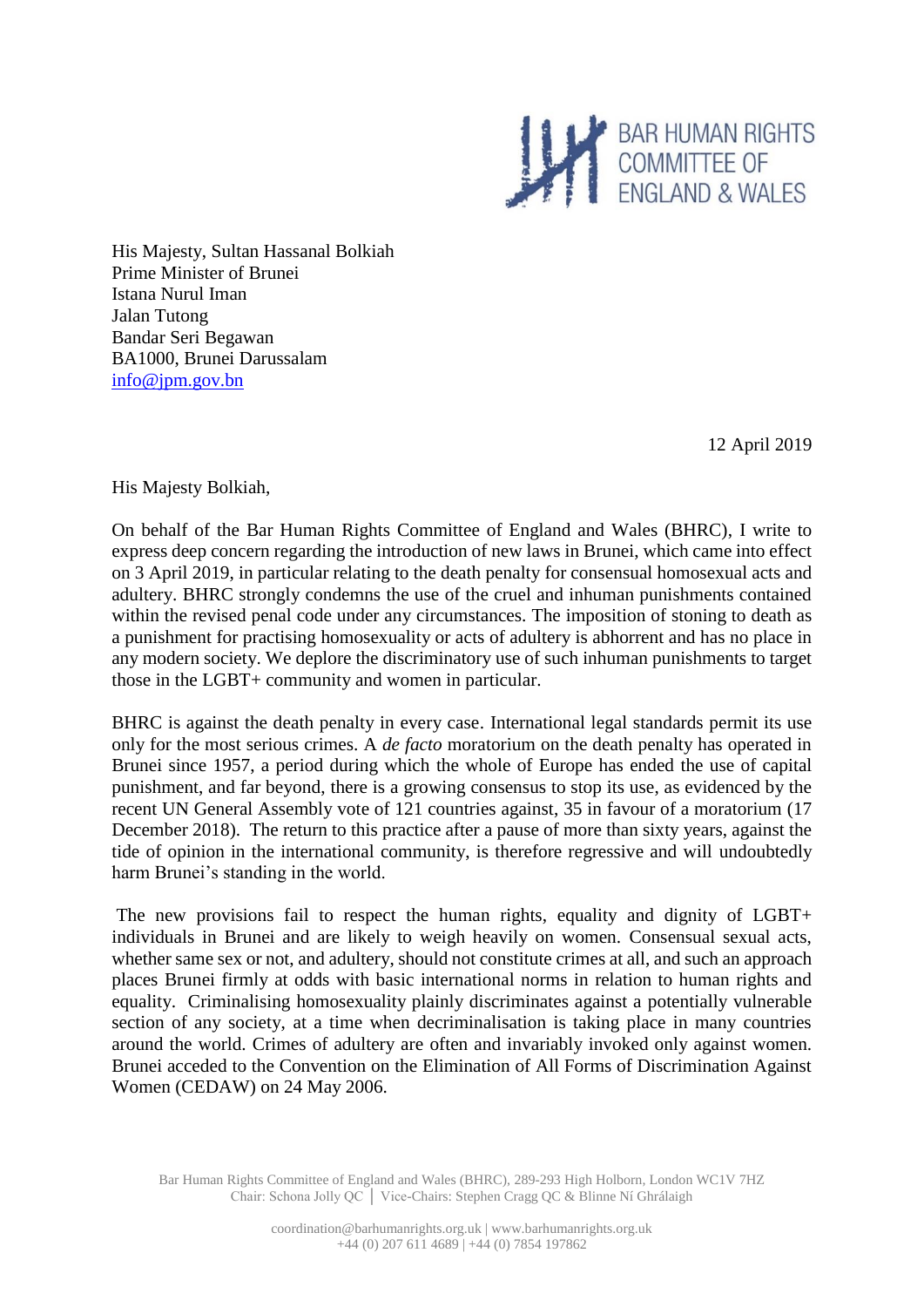BAR HUMAN RIGHTS COMMITTEE OF ENGLAND & WALES

His Majesty, Sultan Hassanal Bolkiah
Prime Minister of Brunei
Istana Nurul Iman
Jalan Tutong
Bandar Seri Begawan
BA1000, Brunei Darussalam
info@jpm.gov.bn

12 April 2019

His Majesty Bolkiah,

On behalf of the Bar Human Rights Committee of England and Wales (BHRC), I write to express deep concern regarding the introduction of new laws in Brunei, which came into effect on 3 April 2019, in particular relating to the death penalty for consensual homosexual acts and adultery. BHRC strongly condemns the use of the cruel and inhuman punishments contained within the revised penal code under any circumstances. The imposition of stoning to death as a punishment for practising homosexuality or acts of adultery is abhorrent and has no place in any modern society. We deplore the discriminatory use of such inhuman punishments to target those in the LGBT+ community and women in particular.

BHRC is against the death penalty in every case. International legal standards permit its use only for the most serious crimes. A *de facto* moratorium on the death penalty has operated in Brunei since 1957, a period during which the whole of Europe has ended the use of capital punishment, and far beyond, there is a growing consensus to stop its use, as evidenced by the recent UN General Assembly vote of 121 countries against, 35 in favour of a moratorium (17 December 2018). The return to this practice after a pause of more than sixty years, against the tide of opinion in the international community, is therefore regressive and will undoubtedly harm Brunei's standing in the world.

The new provisions fail to respect the human rights, equality and dignity of LGBT+ individuals in Brunei and are likely to weigh heavily on women. Consensual sexual acts, whether same sex or not, and adultery, should not constitute crimes at all, and such an approach places Brunei firmly at odds with basic international norms in relation to human rights and equality. Criminalising homosexuality plainly discriminates against a potentially vulnerable section of any society, at a time when decriminalisation is taking place in many countries around the world. Crimes of adultery are often and invariably invoked only against women. Brunei acceded to the Convention on the Elimination of All Forms of Discrimination Against Women (CEDAW) on 24 May 2006.

Bar Human Rights Committee of England and Wales (BHRC), 289-293 High Holborn, London WC1V 7HZ
Chair: Schona Jolly QC │ Vice-Chairs: Stephen Cragg QC & Blinne Ní Ghrálaigh

coordination@barhumanrights.org.uk | www.barhumanrights.org.uk
+44 (0) 207 611 4689 | +44 (0) 7854 197862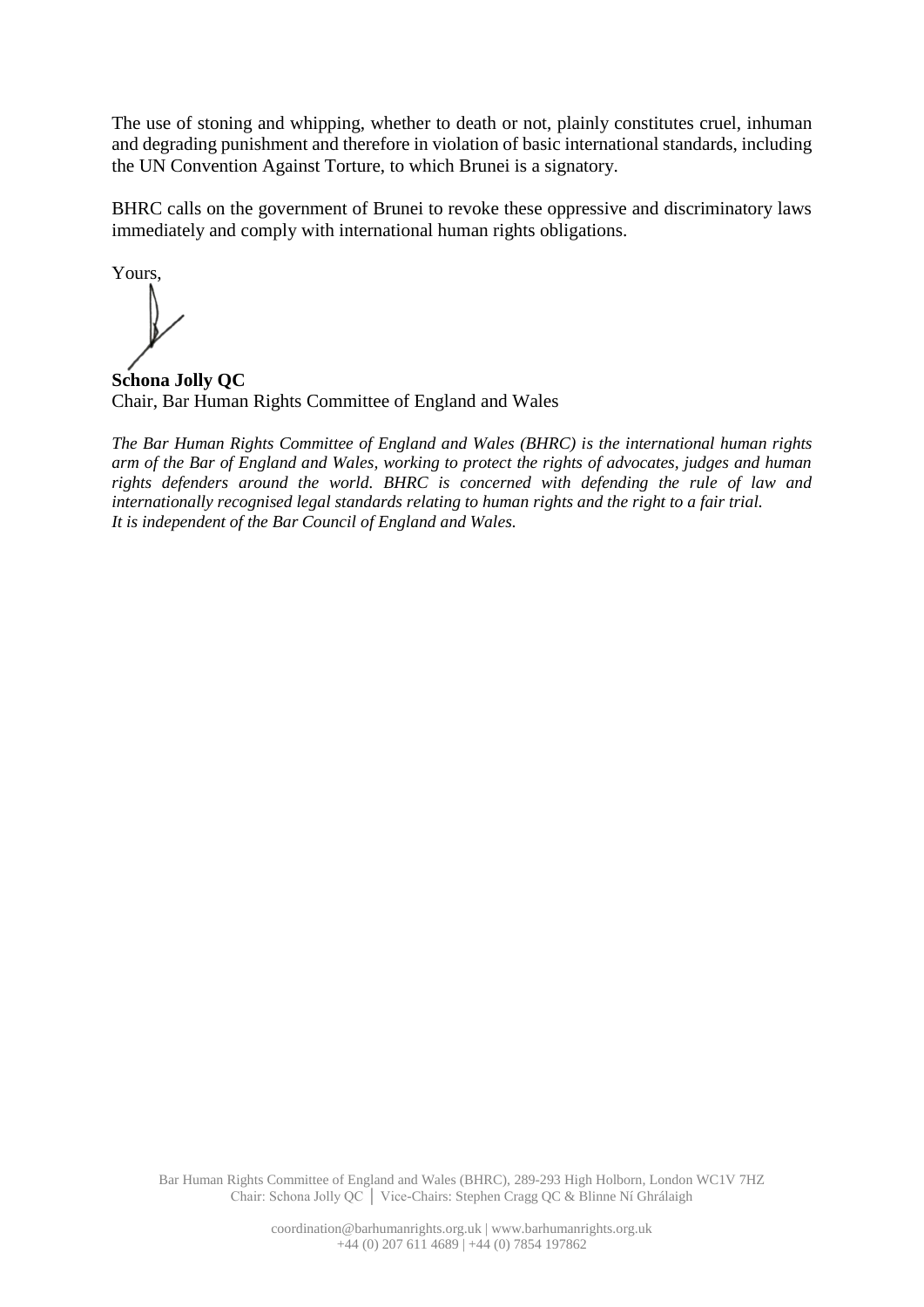The use of stoning and whipping, whether to death or not, plainly constitutes cruel, inhuman and degrading punishment and therefore in violation of basic international standards, including the UN Convention Against Torture, to which Brunei is a signatory.

BHRC calls on the government of Brunei to revoke these oppressive and discriminatory laws immediately and comply with international human rights obligations.

Yours,

**Schona Jolly QC**
Chair, Bar Human Rights Committee of England and Wales

*The Bar Human Rights Committee of England and Wales (BHRC) is the international human rights arm of the Bar of England and Wales, working to protect the rights of advocates, judges and human rights defenders around the world. BHRC is concerned with defending the rule of law and internationally recognised legal standards relating to human rights and the right to a fair trial. It is independent of the Bar Council of England and Wales.*

Bar Human Rights Committee of England and Wales (BHRC), 289-293 High Holborn, London WC1V 7HZ
Chair: Schona Jolly QC │ Vice-Chairs: Stephen Cragg QC & Blinne Ní Ghrálaigh

coordination@barhumanrights.org.uk | www.barhumanrights.org.uk
+44 (0) 207 611 4689 | +44 (0) 7854 197862